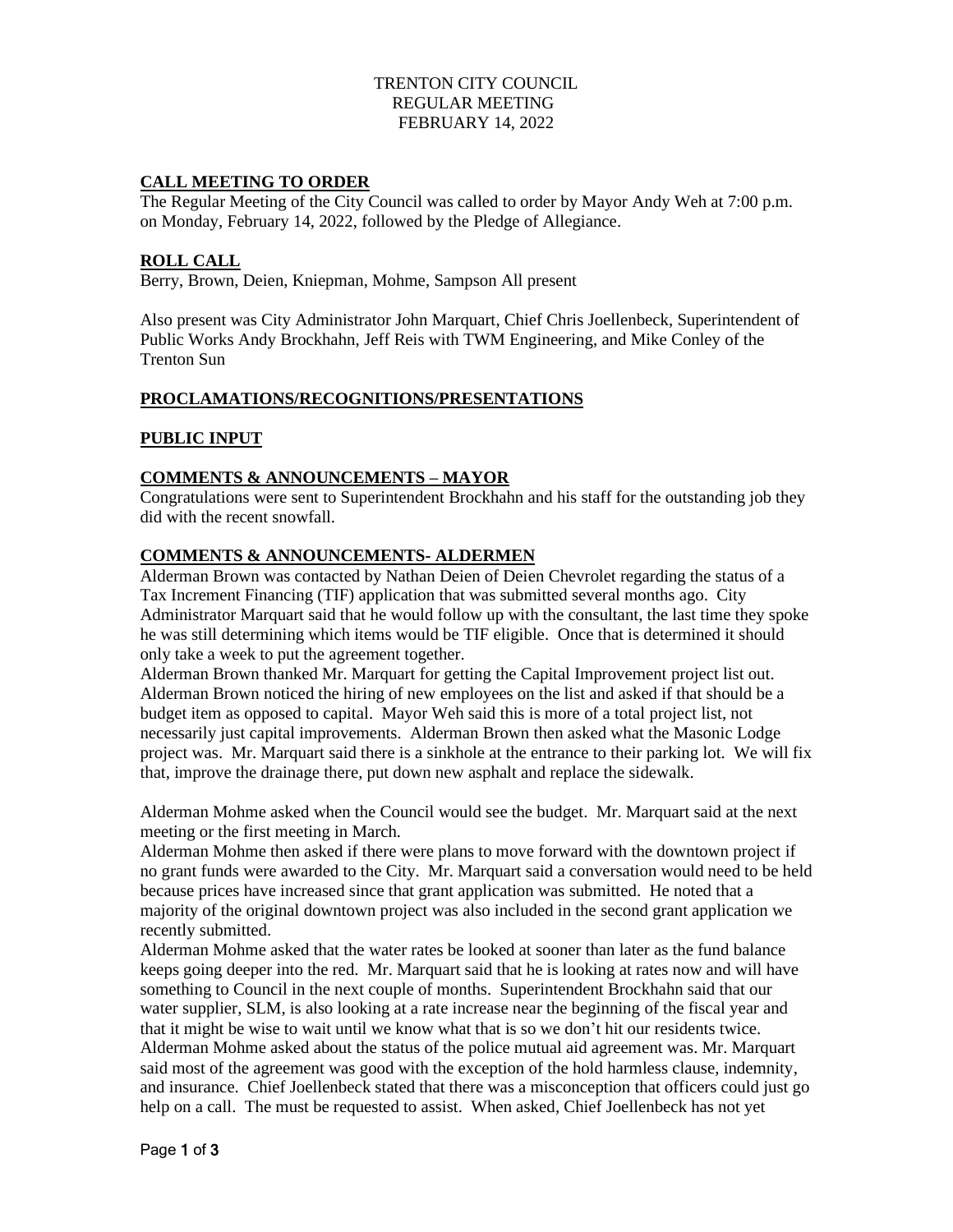TRENTON CITY COUNCIL
REGULAR MEETING
FEBRUARY 14, 2022

## CALL MEETING TO ORDER

The Regular Meeting of the City Council was called to order by Mayor Andy Weh at 7:00 p.m. on Monday, February 14, 2022, followed by the Pledge of Allegiance.

## ROLL CALL

Berry, Brown, Deien, Kniepman, Mohme, Sampson All present

Also present was City Administrator John Marquart, Chief Chris Joellenbeck, Superintendent of Public Works Andy Brockhahn, Jeff Reis with TWM Engineering, and Mike Conley of the Trenton Sun

## PROCLAMATIONS/RECOGNITIONS/PRESENTATIONS

## PUBLIC INPUT

## COMMENTS & ANNOUNCEMENTS – MAYOR

Congratulations were sent to Superintendent Brockhahn and his staff for the outstanding job they did with the recent snowfall.

## COMMENTS & ANNOUNCEMENTS- ALDERMEN

Alderman Brown was contacted by Nathan Deien of Deien Chevrolet regarding the status of a Tax Increment Financing (TIF) application that was submitted several months ago. City Administrator Marquart said that he would follow up with the consultant, the last time they spoke he was still determining which items would be TIF eligible. Once that is determined it should only take a week to put the agreement together.

Alderman Brown thanked Mr. Marquart for getting the Capital Improvement project list out. Alderman Brown noticed the hiring of new employees on the list and asked if that should be a budget item as opposed to capital. Mayor Weh said this is more of a total project list, not necessarily just capital improvements. Alderman Brown then asked what the Masonic Lodge project was. Mr. Marquart said there is a sinkhole at the entrance to their parking lot. We will fix that, improve the drainage there, put down new asphalt and replace the sidewalk.

Alderman Mohme asked when the Council would see the budget. Mr. Marquart said at the next meeting or the first meeting in March.

Alderman Mohme then asked if there were plans to move forward with the downtown project if no grant funds were awarded to the City. Mr. Marquart said a conversation would need to be held because prices have increased since that grant application was submitted. He noted that a majority of the original downtown project was also included in the second grant application we recently submitted.

Alderman Mohme asked that the water rates be looked at sooner than later as the fund balance keeps going deeper into the red. Mr. Marquart said that he is looking at rates now and will have something to Council in the next couple of months. Superintendent Brockhahn said that our water supplier, SLM, is also looking at a rate increase near the beginning of the fiscal year and that it might be wise to wait until we know what that is so we don't hit our residents twice.

Alderman Mohme asked about the status of the police mutual aid agreement was. Mr. Marquart said most of the agreement was good with the exception of the hold harmless clause, indemnity, and insurance. Chief Joellenbeck stated that there was a misconception that officers could just go help on a call. The must be requested to assist. When asked, Chief Joellenbeck has not yet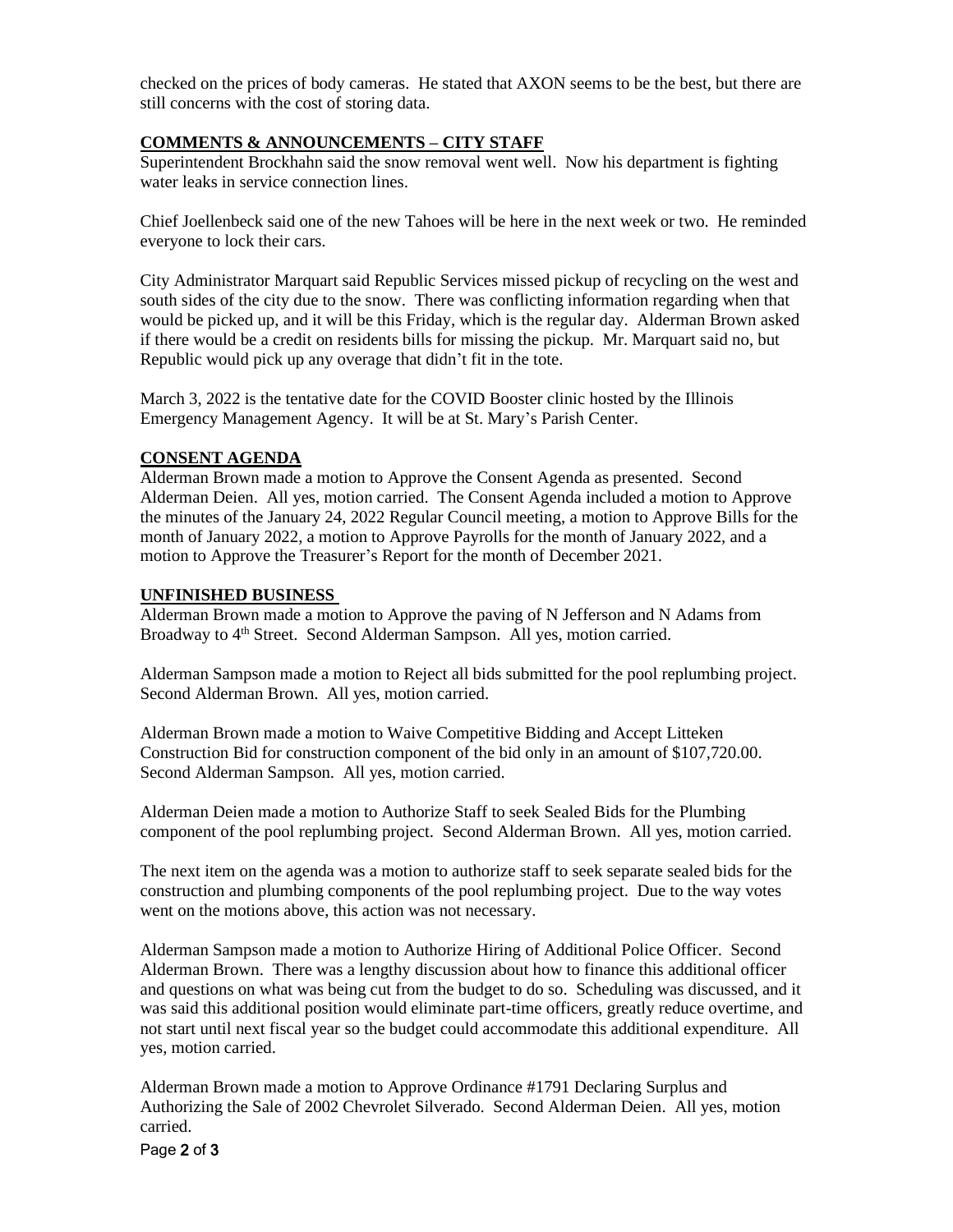checked on the prices of body cameras. He stated that AXON seems to be the best, but there are still concerns with the cost of storing data.

## COMMENTS & ANNOUNCEMENTS – CITY STAFF

Superintendent Brockhahn said the snow removal went well. Now his department is fighting water leaks in service connection lines.

Chief Joellenbeck said one of the new Tahoes will be here in the next week or two. He reminded everyone to lock their cars.

City Administrator Marquart said Republic Services missed pickup of recycling on the west and south sides of the city due to the snow. There was conflicting information regarding when that would be picked up, and it will be this Friday, which is the regular day. Alderman Brown asked if there would be a credit on residents bills for missing the pickup. Mr. Marquart said no, but Republic would pick up any overage that didn't fit in the tote.

March 3, 2022 is the tentative date for the COVID Booster clinic hosted by the Illinois Emergency Management Agency. It will be at St. Mary's Parish Center.

## CONSENT AGENDA

Alderman Brown made a motion to Approve the Consent Agenda as presented. Second Alderman Deien. All yes, motion carried. The Consent Agenda included a motion to Approve the minutes of the January 24, 2022 Regular Council meeting, a motion to Approve Bills for the month of January 2022, a motion to Approve Payrolls for the month of January 2022, and a motion to Approve the Treasurer's Report for the month of December 2021.

## UNFINISHED BUSINESS

Alderman Brown made a motion to Approve the paving of N Jefferson and N Adams from Broadway to 4th Street. Second Alderman Sampson. All yes, motion carried.

Alderman Sampson made a motion to Reject all bids submitted for the pool replumbing project. Second Alderman Brown. All yes, motion carried.

Alderman Brown made a motion to Waive Competitive Bidding and Accept Litteken Construction Bid for construction component of the bid only in an amount of $107,720.00. Second Alderman Sampson. All yes, motion carried.

Alderman Deien made a motion to Authorize Staff to seek Sealed Bids for the Plumbing component of the pool replumbing project. Second Alderman Brown. All yes, motion carried.

The next item on the agenda was a motion to authorize staff to seek separate sealed bids for the construction and plumbing components of the pool replumbing project. Due to the way votes went on the motions above, this action was not necessary.

Alderman Sampson made a motion to Authorize Hiring of Additional Police Officer. Second Alderman Brown. There was a lengthy discussion about how to finance this additional officer and questions on what was being cut from the budget to do so. Scheduling was discussed, and it was said this additional position would eliminate part-time officers, greatly reduce overtime, and not start until next fiscal year so the budget could accommodate this additional expenditure. All yes, motion carried.

Alderman Brown made a motion to Approve Ordinance #1791 Declaring Surplus and Authorizing the Sale of 2002 Chevrolet Silverado. Second Alderman Deien. All yes, motion carried.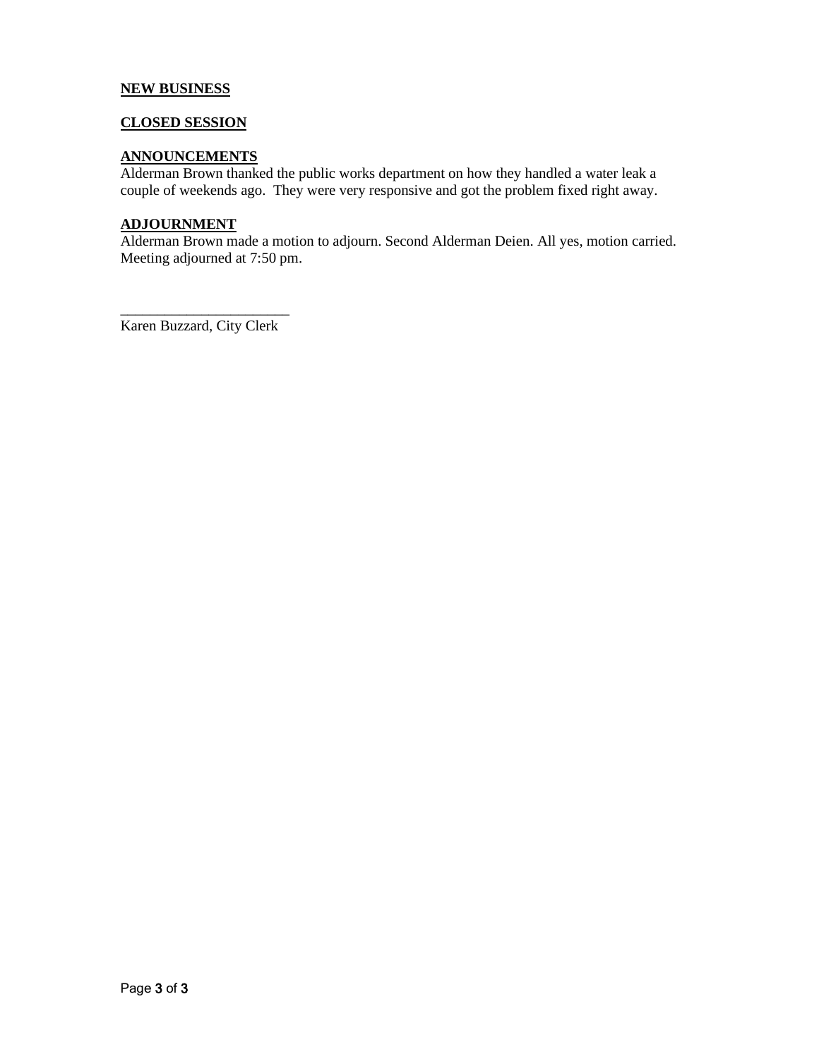**NEW BUSINESS**

**CLOSED SESSION**

**ANNOUNCEMENTS**

Alderman Brown thanked the public works department on how they handled a water leak a couple of weekends ago. They were very responsive and got the problem fixed right away.

**ADJOURNMENT**

Alderman Brown made a motion to adjourn. Second Alderman Deien. All yes, motion carried. Meeting adjourned at 7:50 pm.

______________________

Karen Buzzard, City Clerk